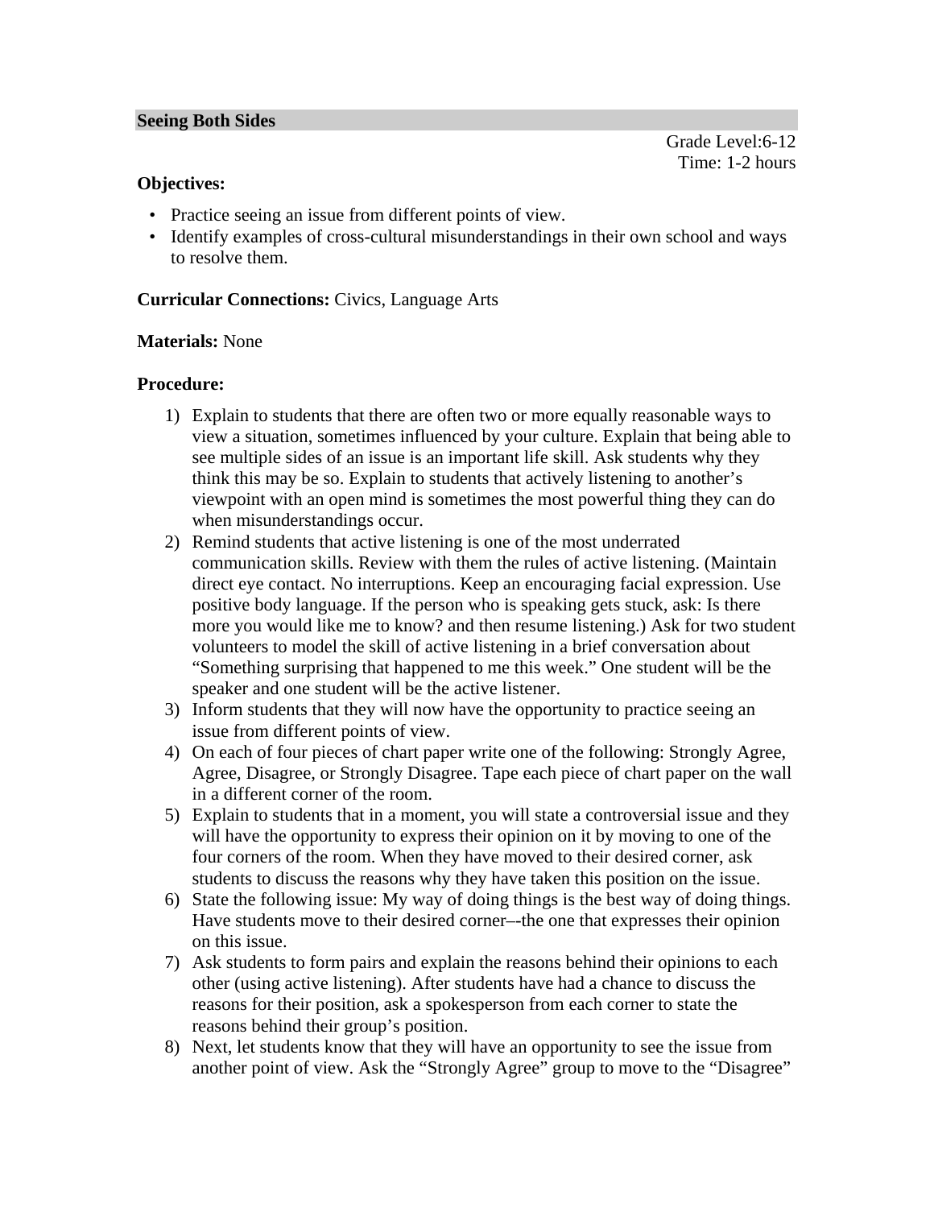## Seeing Both Sides

Grade Level:6-12
Time: 1-2 hours

**Objectives:**

- Practice seeing an issue from different points of view.
- Identify examples of cross-cultural misunderstandings in their own school and ways to resolve them.

**Curricular Connections:** Civics, Language Arts

**Materials:** None

**Procedure:**

1) Explain to students that there are often two or more equally reasonable ways to view a situation, sometimes influenced by your culture. Explain that being able to see multiple sides of an issue is an important life skill. Ask students why they think this may be so. Explain to students that actively listening to another's viewpoint with an open mind is sometimes the most powerful thing they can do when misunderstandings occur.
2) Remind students that active listening is one of the most underrated communication skills. Review with them the rules of active listening. (Maintain direct eye contact. No interruptions. Keep an encouraging facial expression. Use positive body language. If the person who is speaking gets stuck, ask: Is there more you would like me to know? and then resume listening.) Ask for two student volunteers to model the skill of active listening in a brief conversation about "Something surprising that happened to me this week." One student will be the speaker and one student will be the active listener.
3) Inform students that they will now have the opportunity to practice seeing an issue from different points of view.
4) On each of four pieces of chart paper write one of the following: Strongly Agree, Agree, Disagree, or Strongly Disagree. Tape each piece of chart paper on the wall in a different corner of the room.
5) Explain to students that in a moment, you will state a controversial issue and they will have the opportunity to express their opinion on it by moving to one of the four corners of the room. When they have moved to their desired corner, ask students to discuss the reasons why they have taken this position on the issue.
6) State the following issue: My way of doing things is the best way of doing things. Have students move to their desired corner–-the one that expresses their opinion on this issue.
7) Ask students to form pairs and explain the reasons behind their opinions to each other (using active listening). After students have had a chance to discuss the reasons for their position, ask a spokesperson from each corner to state the reasons behind their group's position.
8) Next, let students know that they will have an opportunity to see the issue from another point of view. Ask the "Strongly Agree" group to move to the "Disagree"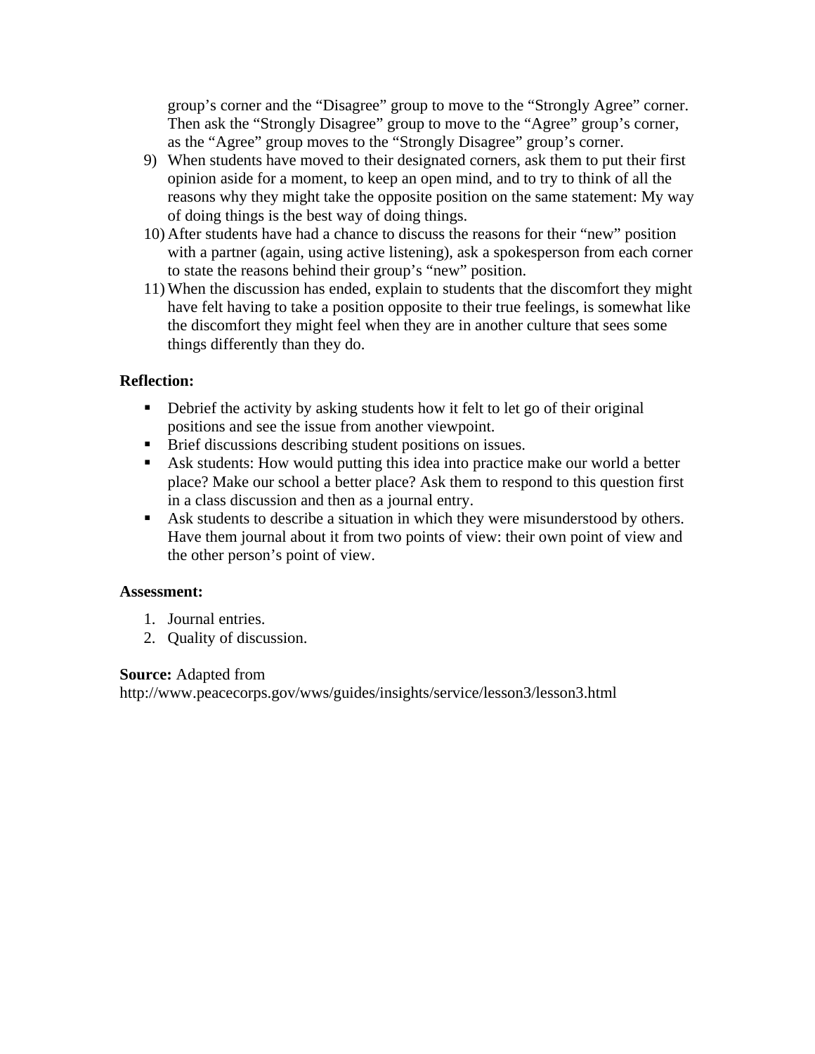group's corner and the "Disagree" group to move to the "Strongly Agree" corner. Then ask the "Strongly Disagree" group to move to the "Agree" group's corner, as the "Agree" group moves to the "Strongly Disagree" group's corner.

9) When students have moved to their designated corners, ask them to put their first opinion aside for a moment, to keep an open mind, and to try to think of all the reasons why they might take the opposite position on the same statement: My way of doing things is the best way of doing things.
10) After students have had a chance to discuss the reasons for their "new" position with a partner (again, using active listening), ask a spokesperson from each corner to state the reasons behind their group's "new" position.
11) When the discussion has ended, explain to students that the discomfort they might have felt having to take a position opposite to their true feelings, is somewhat like the discomfort they might feel when they are in another culture that sees some things differently than they do.

**Reflection:**

- Debrief the activity by asking students how it felt to let go of their original positions and see the issue from another viewpoint.
- Brief discussions describing student positions on issues.
- Ask students: How would putting this idea into practice make our world a better place? Make our school a better place? Ask them to respond to this question first in a class discussion and then as a journal entry.
- Ask students to describe a situation in which they were misunderstood by others. Have them journal about it from two points of view: their own point of view and the other person's point of view.

**Assessment:**

1. Journal entries.
2. Quality of discussion.

**Source:** Adapted from http://www.peacecorps.gov/wws/guides/insights/service/lesson3/lesson3.html